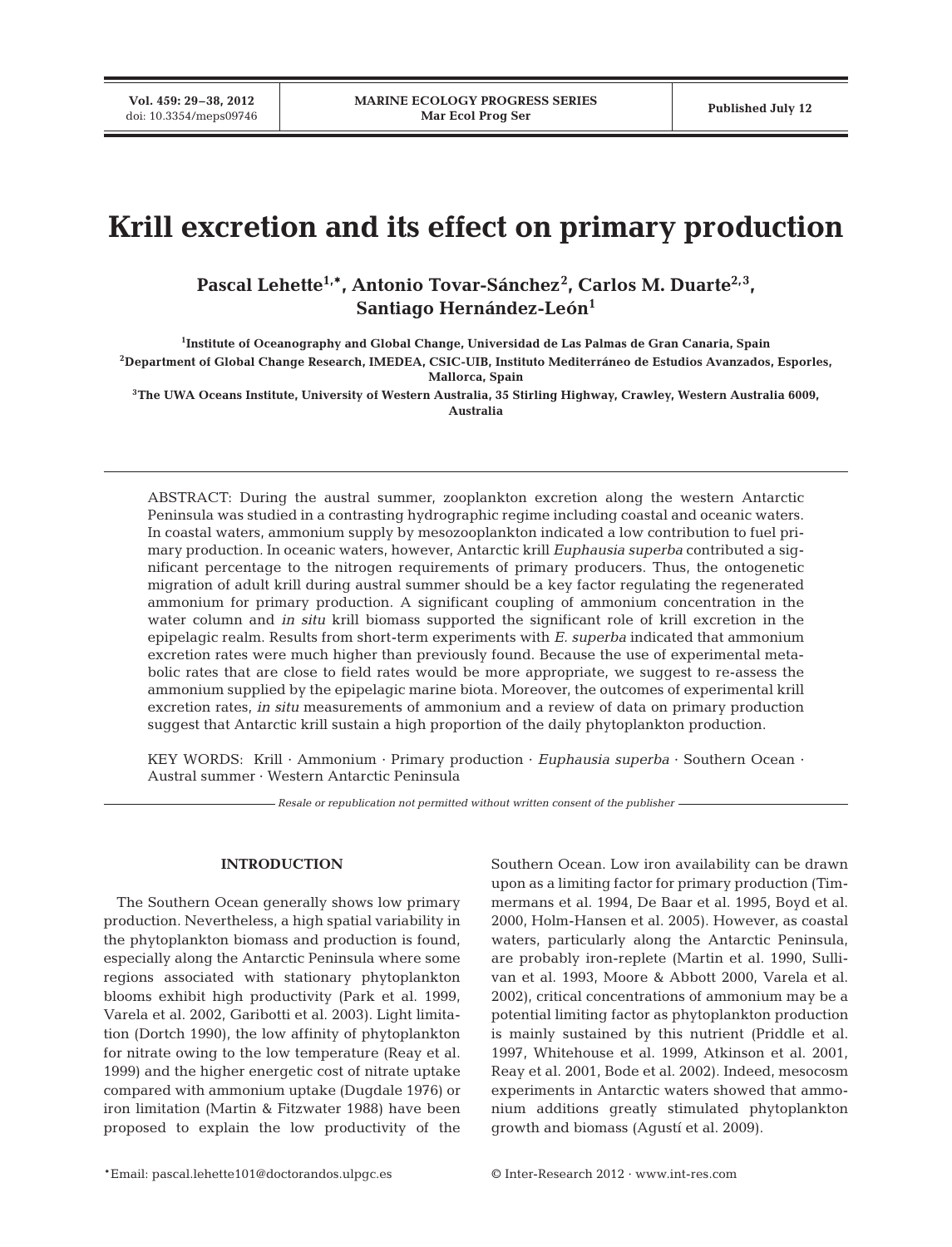// Krill excretion and its effect on primary production

**Pascal Lehette[1,*], Antonio Tovar-Sánchez[2], Carlos M. Duarte[2,3], Santiago Hernández-León[1]**

[1]Institute of Oceanography and Global Change, Universidad de Las Palmas de Gran Canaria, Spain

[2]Department of Global Change Research, IMEDEA, CSIC-UIB, Instituto Mediterráneo de Estudios Avanzados, Esporles, Mallorca, Spain

[3]The UWA Oceans Institute, University of Western Australia, 35 Stirling Highway, Crawley, Western Australia 6009, Australia

ABSTRACT: During the austral summer, zooplankton excretion along the western Antarctic Peninsula was studied in a contrasting hydrographic regime including coastal and oceanic waters. In coastal waters, ammonium supply by mesozooplankton indicated a low contribution to fuel primary production. In oceanic waters, however, Antarctic krill *Euphausia superba* contributed a significant percentage to the nitrogen requirements of primary producers. Thus, the ontogenetic migration of adult krill during austral summer should be a key factor regulating the regenerated ammonium for primary production. A significant coupling of ammonium concentration in the water column and *in situ* krill biomass supported the significant role of krill excretion in the epipelagic realm. Results from short-term experiments with *E. superba* indicated that ammonium excretion rates were much higher than previously found. Because the use of experimental metabolic rates that are close to field rates would be more appropriate, we suggest to re-assess the ammonium supplied by the epipelagic marine biota. Moreover, the outcomes of experimental krill excretion rates, *in situ* measurements of ammonium and a review of data on primary production suggest that Antarctic krill sustain a high proportion of the daily phytoplankton production.

KEY WORDS: Krill · Ammonium · Primary production · *Euphausia superba* · Southern Ocean · Austral summer · Western Antarctic Peninsula

*Resale or republication not permitted without written consent of the publisher*

## INTRODUCTION

The Southern Ocean generally shows low primary production. Nevertheless, a high spatial variability in the phytoplankton biomass and production is found, especially along the Antarctic Peninsula where some regions associated with stationary phytoplankton blooms exhibit high productivity (Park et al. 1999, Varela et al. 2002, Garibotti et al. 2003). Light limitation (Dortch 1990), the low affinity of phytoplankton for nitrate owing to the low temperature (Reay et al. 1999) and the higher energetic cost of nitrate uptake compared with ammonium uptake (Dugdale 1976) or iron limitation (Martin & Fitzwater 1988) have been proposed to explain the low productivity of the Southern Ocean. Low iron availability can be drawn upon as a limiting factor for primary production (Timmermans et al. 1994, De Baar et al. 1995, Boyd et al. 2000, Holm-Hansen et al. 2005). However, as coastal waters, particularly along the Antarctic Peninsula, are probably iron-replete (Martin et al. 1990, Sullivan et al. 1993, Moore & Abbott 2000, Varela et al. 2002), critical concentrations of ammonium may be a potential limiting factor as phytoplankton production is mainly sustained by this nutrient (Priddle et al. 1997, Whitehouse et al. 1999, Atkinson et al. 2001, Reay et al. 2001, Bode et al. 2002). Indeed, mesocosm experiments in Antarctic waters showed that ammonium additions greatly stimulated phytoplankton growth and biomass (Agustí et al. 2009).

*Email: pascal.lehette101@doctorandos.ulpgc.es

© Inter-Research 2012 · www.int-res.com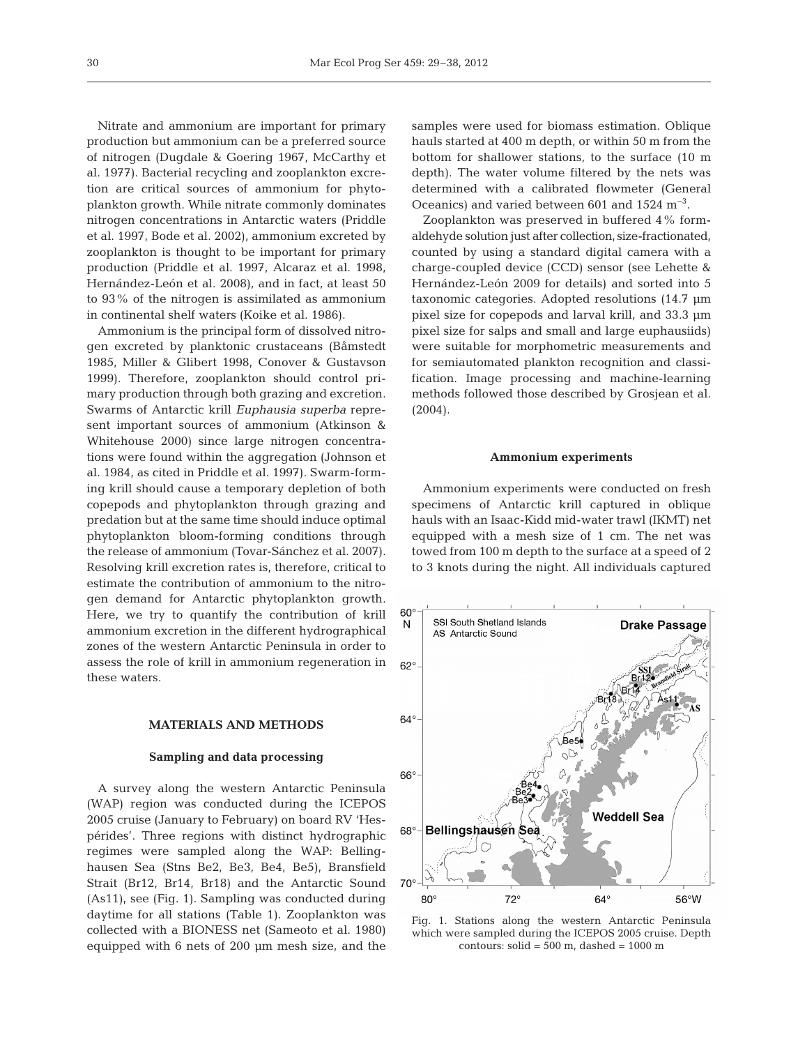Nitrate and ammonium are important for primary production but ammonium can be a preferred source of nitrogen (Dugdale & Goering 1967, McCarthy et al. 1977). Bacterial recycling and zooplankton excretion are critical sources of ammonium for phytoplankton growth. While nitrate commonly dominates nitrogen concentrations in Antarctic waters (Priddle et al. 1997, Bode et al. 2002), ammonium excreted by zooplankton is thought to be important for primary production (Priddle et al. 1997, Alcaraz et al. 1998, Hernández-León et al. 2008), and in fact, at least 50 to 93% of the nitrogen is assimilated as ammonium in continental shelf waters (Koike et al. 1986).

Ammonium is the principal form of dissolved nitrogen excreted by planktonic crustaceans (Båmstedt 1985, Miller & Glibert 1998, Conover & Gustavson 1999). Therefore, zooplankton should control primary production through both grazing and excretion. Swarms of Antarctic krill *Euphausia superba* represent important sources of ammonium (Atkinson & Whitehouse 2000) since large nitrogen concentrations were found within the aggregation (Johnson et al. 1984, as cited in Priddle et al. 1997). Swarm-forming krill should cause a temporary depletion of both copepods and phytoplankton through grazing and predation but at the same time should induce optimal phytoplankton bloom-forming conditions through the release of ammonium (Tovar-Sánchez et al. 2007). Resolving krill excretion rates is, therefore, critical to estimate the contribution of ammonium to the nitrogen demand for Antarctic phytoplankton growth. Here, we try to quantify the contribution of krill ammonium excretion in the different hydrographical zones of the western Antarctic Peninsula in order to assess the role of krill in ammonium regeneration in these waters.

## MATERIALS AND METHODS

### Sampling and data processing

A survey along the western Antarctic Peninsula (WAP) region was conducted during the ICEPOS 2005 cruise (January to February) on board RV 'Hespérides'. Three regions with distinct hydrographic regimes were sampled along the WAP: Bellinghausen Sea (Stns Be2, Be3, Be4, Be5), Bransfield Strait (Br12, Br14, Br18) and the Antarctic Sound (As11), see (Fig. 1). Sampling was conducted during daytime for all stations (Table 1). Zooplankton was collected with a BIONESS net (Sameoto et al. 1980) equipped with 6 nets of 200 µm mesh size, and the samples were used for biomass estimation. Oblique hauls started at 400 m depth, or within 50 m from the bottom for shallower stations, to the surface (10 m depth). The water volume filtered by the nets was determined with a calibrated flowmeter (General Oceanics) and varied between 601 and 1524 $m^{-3}$.

Zooplankton was preserved in buffered 4% formaldehyde solution just after collection, size-fractionated, counted by using a standard digital camera with a charge-coupled device (CCD) sensor (see Lehette & Hernández-León 2009 for details) and sorted into 5 taxonomic categories. Adopted resolutions (14.7 µm pixel size for copepods and larval krill, and 33.3 µm pixel size for salps and small and large euphausiids) were suitable for morphometric measurements and for semiautomated plankton recognition and classification. Image processing and machine-learning methods followed those described by Grosjean et al. (2004).

### Ammonium experiments

Ammonium experiments were conducted on fresh specimens of Antarctic krill captured in oblique hauls with an Isaac-Kidd mid-water trawl (IKMT) net equipped with a mesh size of 1 cm. The net was towed from 100 m depth to the surface at a speed of 2 to 3 knots during the night. All individuals captured

Fig. 1. Stations along the western Antarctic Peninsula which were sampled during the ICEPOS 2005 cruise. Depth contours: solid = 500 m, dashed = 1000 m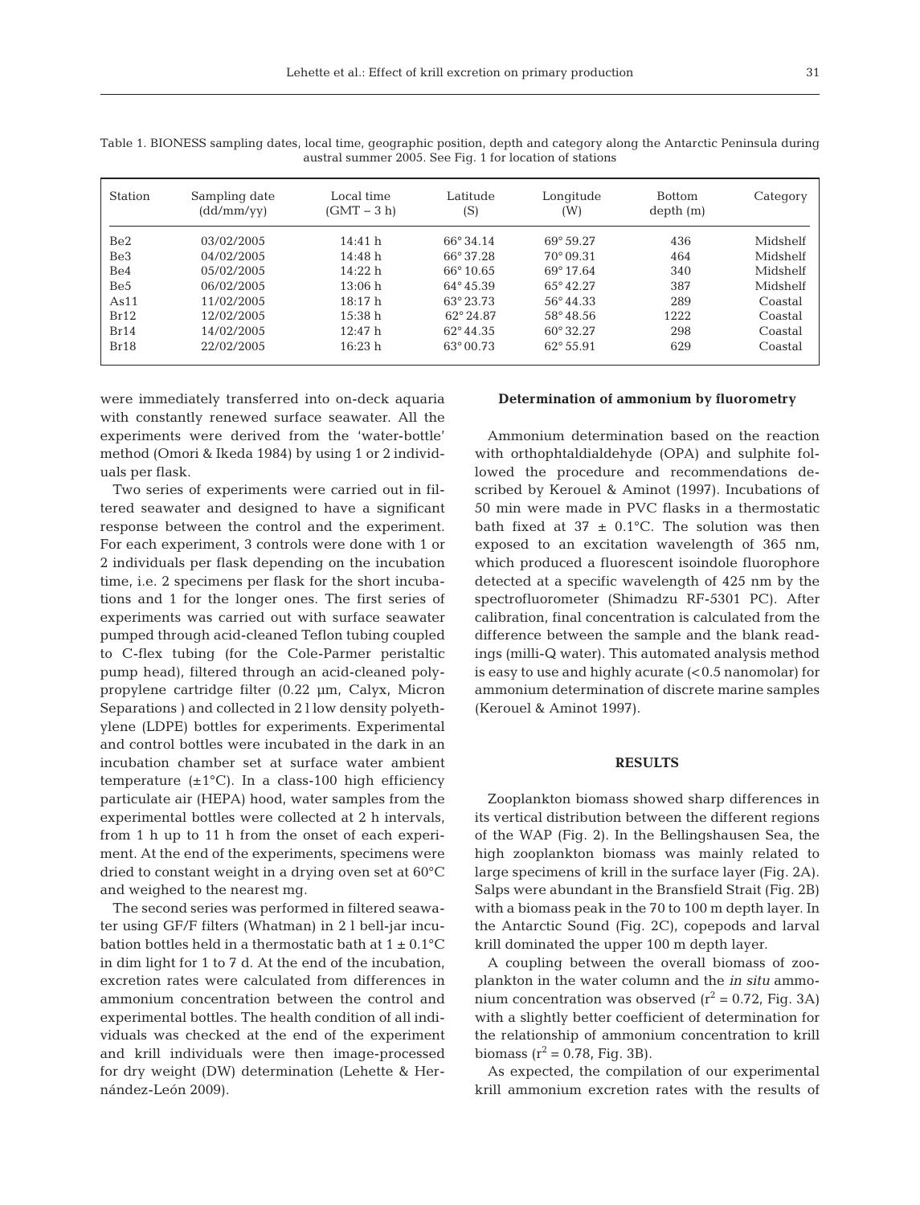Table 1. BIONESS sampling dates, local time, geographic position, depth and category along the Antarctic Peninsula during austral summer 2005. See Fig. 1 for location of stations

| Station | Sampling date (dd/mm/yy) | Local time (GMT – 3 h) | Latitude (S) | Longitude (W) | Bottom depth (m) | Category |
|---|---|---|---|---|---|---|
| Be2 | 03/02/2005 | 14:41 h | 66° 34.14 | 69° 59.27 | 436 | Midshelf |
| Be3 | 04/02/2005 | 14:48 h | 66° 37.28 | 70° 09.31 | 464 | Midshelf |
| Be4 | 05/02/2005 | 14:22 h | 66° 10.65 | 69° 17.64 | 340 | Midshelf |
| Be5 | 06/02/2005 | 13:06 h | 64° 45.39 | 65° 42.27 | 387 | Midshelf |
| As11 | 11/02/2005 | 18:17 h | 63° 23.73 | 56° 44.33 | 289 | Coastal |
| Br12 | 12/02/2005 | 15:38 h | 62° 24.87 | 58° 48.56 | 1222 | Coastal |
| Br14 | 14/02/2005 | 12:47 h | 62° 44.35 | 60° 32.27 | 298 | Coastal |
| Br18 | 22/02/2005 | 16:23 h | 63° 00.73 | 62° 55.91 | 629 | Coastal |

were immediately transferred into on-deck aquaria with constantly renewed surface seawater. All the experiments were derived from the 'water-bottle' method (Omori & Ikeda 1984) by using 1 or 2 individuals per flask.

Two series of experiments were carried out in filtered seawater and designed to have a significant response between the control and the experiment. For each experiment, 3 controls were done with 1 or 2 individuals per flask depending on the incubation time, i.e. 2 specimens per flask for the short incubations and 1 for the longer ones. The first series of experiments was carried out with surface seawater pumped through acid-cleaned Teflon tubing coupled to C-flex tubing (for the Cole-Parmer peristaltic pump head), filtered through an acid-cleaned polypropylene cartridge filter (0.22 µm, Calyx, Micron Separations ) and collected in 2 l low density polyethylene (LDPE) bottles for experiments. Experimental and control bottles were incubated in the dark in an incubation chamber set at surface water ambient temperature (±1°C). In a class-100 high efficiency particulate air (HEPA) hood, water samples from the experimental bottles were collected at 2 h intervals, from 1 h up to 11 h from the onset of each experiment. At the end of the experiments, specimens were dried to constant weight in a drying oven set at 60°C and weighed to the nearest mg.

The second series was performed in filtered seawater using GF/F filters (Whatman) in 2 l bell-jar incubation bottles held in a thermostatic bath at 1 ± 0.1°C in dim light for 1 to 7 d. At the end of the incubation, excretion rates were calculated from differences in ammonium concentration between the control and experimental bottles. The health condition of all individuals was checked at the end of the experiment and krill individuals were then image-processed for dry weight (DW) determination (Lehette & Hernández-León 2009).

### Determination of ammonium by fluorometry

Ammonium determination based on the reaction with orthophtaldialdehyde (OPA) and sulphite followed the procedure and recommendations described by Kerouel & Aminot (1997). Incubations of 50 min were made in PVC flasks in a thermostatic bath fixed at 37 ± 0.1°C. The solution was then exposed to an excitation wavelength of 365 nm, which produced a fluorescent isoindole fluorophore detected at a specific wavelength of 425 nm by the spectrofluorometer (Shimadzu RF-5301 PC). After calibration, final concentration is calculated from the difference between the sample and the blank readings (milli-Q water). This automated analysis method is easy to use and highly acurate (<0.5 nanomolar) for ammonium determination of discrete marine samples (Kerouel & Aminot 1997).

## RESULTS

Zooplankton biomass showed sharp differences in its vertical distribution between the different regions of the WAP (Fig. 2). In the Bellingshausen Sea, the high zooplankton biomass was mainly related to large specimens of krill in the surface layer (Fig. 2A). Salps were abundant in the Bransfield Strait (Fig. 2B) with a biomass peak in the 70 to 100 m depth layer. In the Antarctic Sound (Fig. 2C), copepods and larval krill dominated the upper 100 m depth layer.

A coupling between the overall biomass of zooplankton in the water column and the *in situ* ammonium concentration was observed ($r^2 = 0.72$, Fig. 3A) with a slightly better coefficient of determination for the relationship of ammonium concentration to krill biomass ($r^2 = 0.78$, Fig. 3B).

As expected, the compilation of our experimental krill ammonium excretion rates with the results of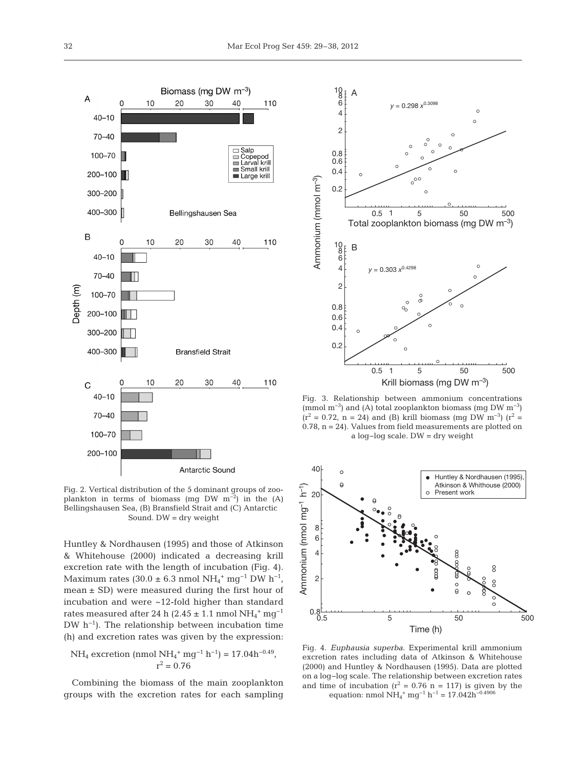Fig. 2. Vertical distribution of the 5 dominant groups of zooplankton in terms of biomass (mg DW $m^{-2}$) in the (A) Bellingshausen Sea, (B) Bransfield Strait and (C) Antarctic Sound. DW = dry weight

Fig. 3. Relationship between ammonium concentrations (mmol $m^{-3}$) and (A) total zooplankton biomass (mg DW $m^{-3}$) ($r^2$ = 0.72, n = 24) and (B) krill biomass (mg DW $m^{-3}$) ($r^2$ = 0.78, n = 24). Values from field measurements are plotted on a log–log scale. DW = dry weight

Huntley & Nordhausen (1995) and those of Atkinson & Whitehouse (2000) indicated a decreasing krill excretion rate with the length of incubation (Fig. 4). Maximum rates (30.0 ± 6.3 nmol $NH_4^+$ $mg^{-1}$ DW $h^{-1}$, mean ± SD) were measured during the first hour of incubation and were ~12-fold higher than standard rates measured after 24 h (2.45 ± 1.1 nmol $NH_4^+$ $mg^{-1}$ DW $h^{-1}$). The relationship between incubation time (h) and excretion rates was given by the expression:

$$NH_4 \text{ excretion (nmol } NH_4^+ \text{ mg}^{-1} \text{ h}^{-1}) = 17.04h^{-0.49}, \quad r^2 = 0.76$$

Combining the biomass of the main zooplankton groups with the excretion rates for each sampling

Fig. 4. *Euphausia superba*. Experimental krill ammonium excretion rates including data of Atkinson & Whithouse (2000) and Huntley & Nordhausen (1995). Data are plotted on a log–log scale. The relationship between excretion rates and time of incubation ($r^2$ = 0.76 n = 117) is given by the equation: nmol $NH_4^+$ $mg^{-1}$ $h^{-1}$ = $17.042h^{-0.4906}$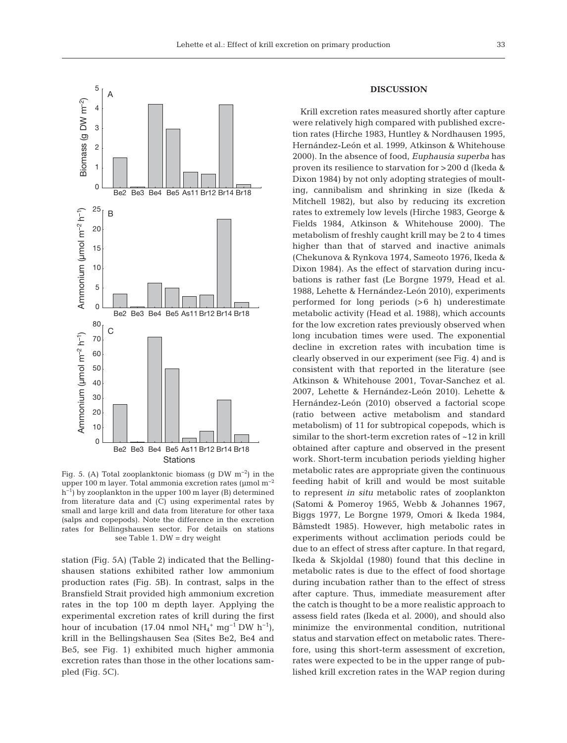Fig. 5. (A) Total zooplanktonic biomass (g DW $m^{-2}$) in the upper 100 m layer. Total ammonia excretion rates (µmol $m^{-2}$ $h^{-1}$) by zooplankton in the upper 100 m layer (B) determined from literature data and (C) using experimental rates by small and large krill and data from literature for other taxa (salps and copepods). Note the difference in the excretion rates for Bellingshausen sector. For details on stations see Table 1. DW = dry weight

station (Fig. 5A) (Table 2) indicated that the Bellingshausen stations exhibited rather low ammonium production rates (Fig. 5B). In contrast, salps in the Bransfield Strait provided high ammonium excretion rates in the top 100 m depth layer. Applying the experimental excretion rates of krill during the first hour of incubation (17.04 nmol $NH_4^+$ $mg^{-1}$ DW $h^{-1}$), krill in the Bellingshausen Sea (Sites Be2, Be4 and Be5, see Fig. 1) exhibited much higher ammonia excretion rates than those in the other locations sampled (Fig. 5C).

## DISCUSSION

Krill excretion rates measured shortly after capture were relatively high compared with published excretion rates (Hirche 1983, Huntley & Nordhausen 1995, Hernández-León et al. 1999, Atkinson & Whitehouse 2000). In the absence of food, *Euphausia superba* has proven its resilience to starvation for >200 d (Ikeda & Dixon 1984) by not only adopting strategies of moulting, cannibalism and shrinking in size (Ikeda & Mitchell 1982), but also by reducing its excretion rates to extremely low levels (Hirche 1983, George & Fields 1984, Atkinson & Whitehouse 2000). The metabolism of freshly caught krill may be 2 to 4 times higher than that of starved and inactive animals (Chekunova & Rynkova 1974, Sameoto 1976, Ikeda & Dixon 1984). As the effect of starvation during incubations is rather fast (Le Borgne 1979, Head et al. 1988, Lehette & Hernández-León 2010), experiments performed for long periods (>6 h) underestimate metabolic activity (Head et al. 1988), which accounts for the low excretion rates previously observed when long incubation times were used. The exponential decline in excretion rates with incubation time is clearly observed in our experiment (see Fig. 4) and is consistent with that reported in the literature (see Atkinson & Whitehouse 2001, Tovar-Sanchez et al. 2007, Lehette & Hernández-León 2010). Lehette & Hernández-León (2010) observed a factorial scope (ratio between active metabolism and standard metabolism) of 11 for subtropical copepods, which is similar to the short-term excretion rates of ~12 in krill obtained after capture and observed in the present work. Short-term incubation periods yielding higher metabolic rates are appropriate given the continuous feeding habit of krill and would be most suitable to represent *in situ* metabolic rates of zooplankton (Satomi & Pomeroy 1965, Webb & Johannes 1967, Biggs 1977, Le Borgne 1979, Omori & Ikeda 1984, Båmstedt 1985). However, high metabolic rates in experiments without acclimation periods could be due to an effect of stress after capture. In that regard, Ikeda & Skjoldal (1980) found that this decline in metabolic rates is due to the effect of food shortage during incubation rather than to the effect of stress after capture. Thus, immediate measurement after the catch is thought to be a more realistic approach to assess field rates (Ikeda et al. 2000), and should also minimize the environmental condition, nutritional status and starvation effect on metabolic rates. Therefore, using this short-term assessment of excretion, rates were expected to be in the upper range of published krill excretion rates in the WAP region during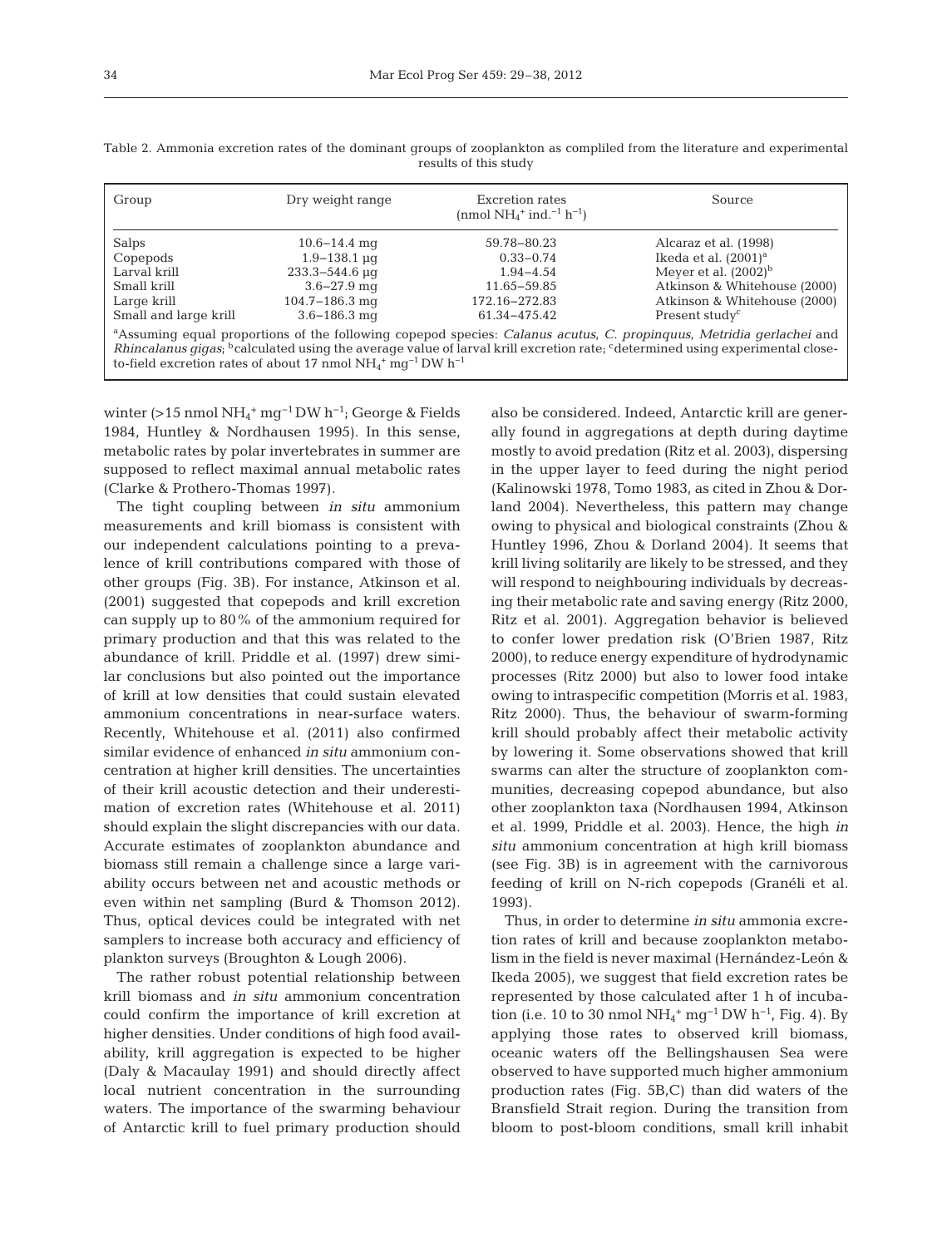Table 2. Ammonia excretion rates of the dominant groups of zooplankton as compliled from the literature and experimental results of this study

| Group | Dry weight range | Excretion rates ($nmol\ NH_4^+\ ind.^{-1}\ h^{-1}$) | Source |
|---|---|---|---|
| Salps | 10.6–14.4 mg | 59.78–80.23 | Alcaraz et al. (1998) |
| Copepods | 1.9–138.1 µg | 0.33–0.74 | Ikeda et al. (2001)[a] |
| Larval krill | 233.3–544.6 µg | 1.94–4.54 | Meyer et al. (2002)[b] |
| Small krill | 3.6–27.9 mg | 11.65–59.85 | Atkinson & Whitehouse (2000) |
| Large krill | 104.7–186.3 mg | 172.16–272.83 | Atkinson & Whitehouse (2000) |
| Small and large krill | 3.6–186.3 mg | 61.34–475.42 | Present study[c] |

[a]Assuming equal proportions of the following copepod species: *Calanus acutus*, *C. propinquus*, *Metridia gerlachei* and *Rhincalanus gigas*; [b]calculated using the average value of larval krill excretion rate; [c]determined using experimental close-to-field excretion rates of about 17 $nmol\ NH_4^+\ mg^{-1}\ DW\ h^{-1}$

winter (>15 $nmol\ NH_4^+\ mg^{-1}\ DW\ h^{-1}$; George & Fields 1984, Huntley & Nordhausen 1995). In this sense, metabolic rates by polar invertebrates in summer are supposed to reflect maximal annual metabolic rates (Clarke & Prothero-Thomas 1997).

The tight coupling between *in situ* ammonium measurements and krill biomass is consistent with our independent calculations pointing to a prevalence of krill contributions compared with those of other groups (Fig. 3B). For instance, Atkinson et al. (2001) suggested that copepods and krill excretion can supply up to 80% of the ammonium required for primary production and that this was related to the abundance of krill. Priddle et al. (1997) drew similar conclusions but also pointed out the importance of krill at low densities that could sustain elevated ammonium concentrations in near-surface waters. Recently, Whitehouse et al. (2011) also confirmed similar evidence of enhanced *in situ* ammonium concentration at higher krill densities. The uncertainties of their krill acoustic detection and their underestimation of excretion rates (Whitehouse et al. 2011) should explain the slight discrepancies with our data. Accurate estimates of zooplankton abundance and biomass still remain a challenge since a large variability occurs between net and acoustic methods or even within net sampling (Burd & Thomson 2012). Thus, optical devices could be integrated with net samplers to increase both accuracy and efficiency of plankton surveys (Broughton & Lough 2006).

The rather robust potential relationship between krill biomass and *in situ* ammonium concentration could confirm the importance of krill excretion at higher densities. Under conditions of high food availability, krill aggregation is expected to be higher (Daly & Macaulay 1991) and should directly affect local nutrient concentration in the surrounding waters. The importance of the swarming behaviour of Antarctic krill to fuel primary production should also be considered. Indeed, Antarctic krill are generally found in aggregations at depth during daytime mostly to avoid predation (Ritz et al. 2003), dispersing in the upper layer to feed during the night period (Kalinowski 1978, Tomo 1983, as cited in Zhou & Dorland 2004). Nevertheless, this pattern may change owing to physical and biological constraints (Zhou & Huntley 1996, Zhou & Dorland 2004). It seems that krill living solitarily are likely to be stressed, and they will respond to neighbouring individuals by decreasing their metabolic rate and saving energy (Ritz 2000, Ritz et al. 2001). Aggregation behavior is believed to confer lower predation risk (O'Brien 1987, Ritz 2000), to reduce energy expenditure of hydrodynamic processes (Ritz 2000) but also to lower food intake owing to intraspecific competition (Morris et al. 1983, Ritz 2000). Thus, the behaviour of swarm-forming krill should probably affect their metabolic activity by lowering it. Some observations showed that krill swarms can alter the structure of zooplankton communities, decreasing copepod abundance, but also other zooplankton taxa (Nordhausen 1994, Atkinson et al. 1999, Priddle et al. 2003). Hence, the high *in situ* ammonium concentration at high krill biomass (see Fig. 3B) is in agreement with the carnivorous feeding of krill on N-rich copepods (Granéli et al. 1993).

Thus, in order to determine *in situ* ammonia excretion rates of krill and because zooplankton metabolism in the field is never maximal (Hernández-León & Ikeda 2005), we suggest that field excretion rates be represented by those calculated after 1 h of incubation (i.e. 10 to 30 $nmol\ NH_4^+\ mg^{-1}\ DW\ h^{-1}$, Fig. 4). By applying those rates to observed krill biomass, oceanic waters off the Bellingshausen Sea were observed to have supported much higher ammonium production rates (Fig. 5B,C) than did waters of the Bransfield Strait region. During the transition from bloom to post-bloom conditions, small krill inhabit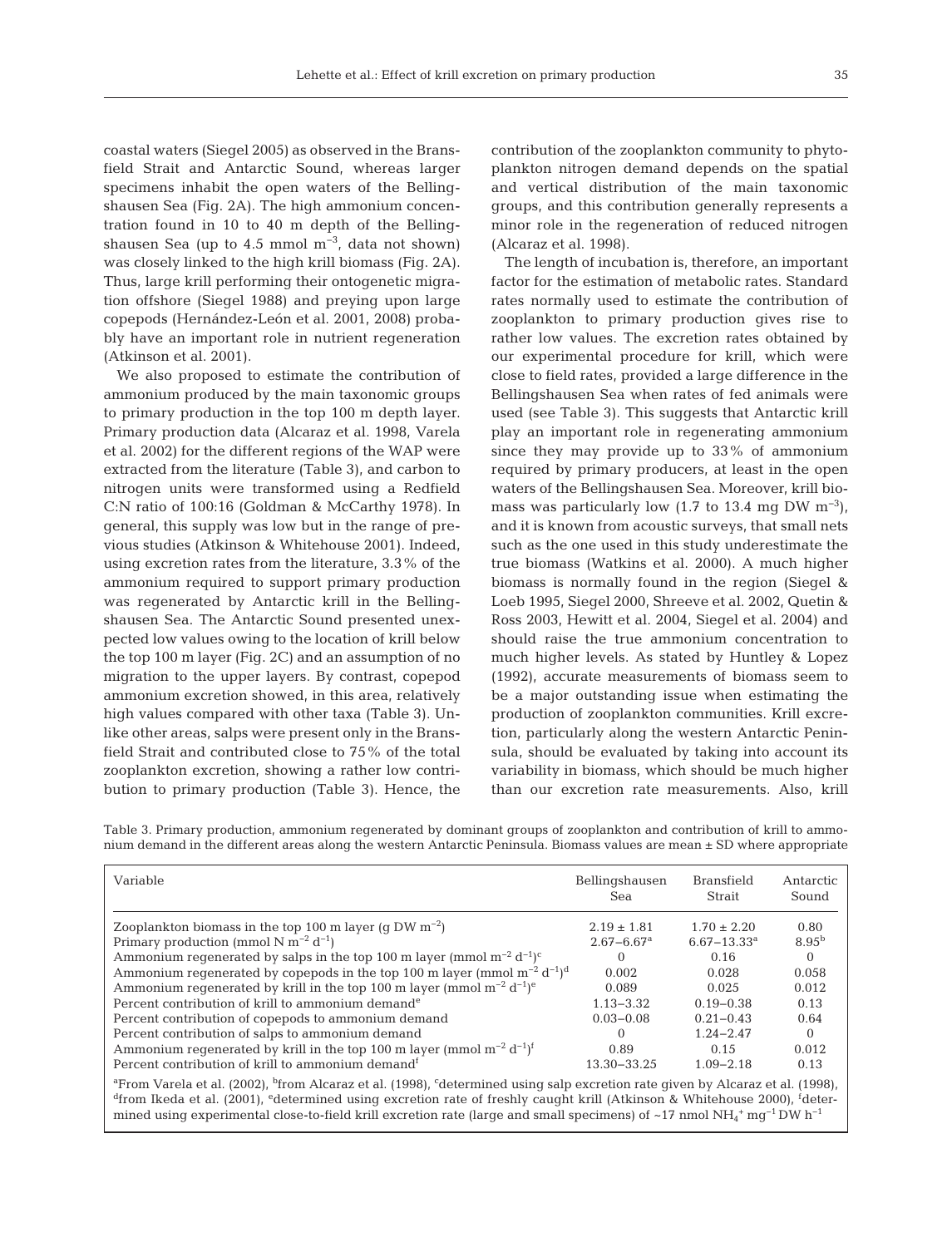coastal waters (Siegel 2005) as observed in the Bransfield Strait and Antarctic Sound, whereas larger specimens inhabit the open waters of the Bellingshausen Sea (Fig. 2A). The high ammonium concentration found in 10 to 40 m depth of the Bellingshausen Sea (up to 4.5 mmol $m^{-3}$, data not shown) was closely linked to the high krill biomass (Fig. 2A). Thus, large krill performing their ontogenetic migration offshore (Siegel 1988) and preying upon large copepods (Hernández-León et al. 2001, 2008) probably have an important role in nutrient regeneration (Atkinson et al. 2001).

We also proposed to estimate the contribution of ammonium produced by the main taxonomic groups to primary production in the top 100 m depth layer. Primary production data (Alcaraz et al. 1998, Varela et al. 2002) for the different regions of the WAP were extracted from the literature (Table 3), and carbon to nitrogen units were transformed using a Redfield C:N ratio of 100:16 (Goldman & McCarthy 1978). In general, this supply was low but in the range of previous studies (Atkinson & Whitehouse 2001). Indeed, using excretion rates from the literature, 3.3% of the ammonium required to support primary production was regenerated by Antarctic krill in the Bellingshausen Sea. The Antarctic Sound presented unexpected low values owing to the location of krill below the top 100 m layer (Fig. 2C) and an assumption of no migration to the upper layers. By contrast, copepod ammonium excretion showed, in this area, relatively high values compared with other taxa (Table 3). Unlike other areas, salps were present only in the Bransfield Strait and contributed close to 75% of the total zooplankton excretion, showing a rather low contribution to primary production (Table 3). Hence, the contribution of the zooplankton community to phytoplankton nitrogen demand depends on the spatial and vertical distribution of the main taxonomic groups, and this contribution generally represents a minor role in the regeneration of reduced nitrogen (Alcaraz et al. 1998).

The length of incubation is, therefore, an important factor for the estimation of metabolic rates. Standard rates normally used to estimate the contribution of zooplankton to primary production gives rise to rather low values. The excretion rates obtained by our experimental procedure for krill, which were close to field rates, provided a large difference in the Bellingshausen Sea when rates of fed animals were used (see Table 3). This suggests that Antarctic krill play an important role in regenerating ammonium since they may provide up to 33% of ammonium required by primary producers, at least in the open waters of the Bellingshausen Sea. Moreover, krill biomass was particularly low (1.7 to 13.4 mg DW $m^{-3}$), and it is known from acoustic surveys, that small nets such as the one used in this study underestimate the true biomass (Watkins et al. 2000). A much higher biomass is normally found in the region (Siegel & Loeb 1995, Siegel 2000, Shreeve et al. 2002, Quetin & Ross 2003, Hewitt et al. 2004, Siegel et al. 2004) and should raise the true ammonium concentration to much higher levels. As stated by Huntley & Lopez (1992), accurate measurements of biomass seem to be a major outstanding issue when estimating the production of zooplankton communities. Krill excretion, particularly along the western Antarctic Peninsula, should be evaluated by taking into account its variability in biomass, which should be much higher than our excretion rate measurements. Also, krill

Table 3. Primary production, ammonium regenerated by dominant groups of zooplankton and contribution of krill to ammonium demand in the different areas along the western Antarctic Peninsula. Biomass values are mean ± SD where appropriate

| Variable | Bellingshausen Sea | Bransfield Strait | Antarctic Sound |
|---|---|---|---|
| Zooplankton biomass in the top 100 m layer (g DW $m^{-2}$) | 2.19 ± 1.81 | 1.70 ± 2.20 | 0.80 |
| Primary production (mmol N $m^{-2}$ $d^{-1}$) | 2.67–6.67[a] | 6.67–13.33[a] | 8.95[b] |
| Ammonium regenerated by salps in the top 100 m layer (mmol $m^{-2}$ $d^{-1}$)[c] | 0 | 0.16 | 0 |
| Ammonium regenerated by copepods in the top 100 m layer (mmol $m^{-2}$ $d^{-1}$)[d] | 0.002 | 0.028 | 0.058 |
| Ammonium regenerated by krill in the top 100 m layer (mmol $m^{-2}$ $d^{-1}$)[e] | 0.089 | 0.025 | 0.012 |
| Percent contribution of krill to ammonium demand[e] | 1.13–3.32 | 0.19–0.38 | 0.13 |
| Percent contribution of copepods to ammonium demand | 0.03–0.08 | 0.21–0.43 | 0.64 |
| Percent contribution of salps to ammonium demand | 0 | 1.24–2.47 | 0 |
| Ammonium regenerated by krill in the top 100 m layer (mmol $m^{-2}$ $d^{-1}$)[f] | 0.89 | 0.15 | 0.012 |
| Percent contribution of krill to ammonium demand[f] | 13.30–33.25 | 1.09–2.18 | 0.13 |

[a]From Varela et al. (2002), [b]from Alcaraz et al. (1998), [c]determined using salp excretion rate given by Alcaraz et al. (1998), [d]from Ikeda et al. (2001), [e]determined using excretion rate of freshly caught krill (Atkinson & Whitehouse 2000), [f]determined using experimental close-to-field krill excretion rate (large and small specimens) of ~17 nmol $NH_4^+$ $mg^{-1}$ DW $h^{-1}$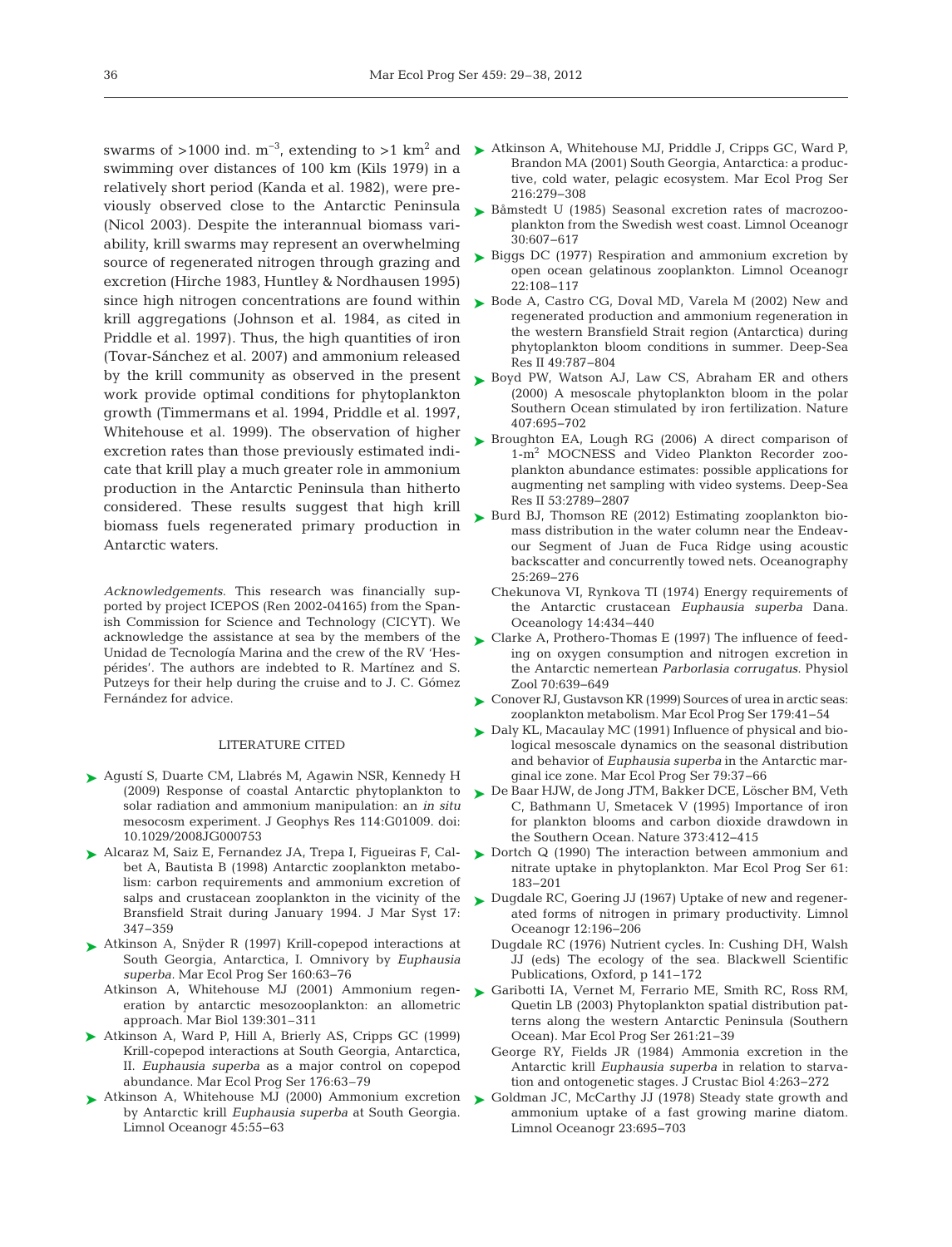swarms of >1000 ind. $m^{-3}$, extending to >1 $km^2$ and swimming over distances of 100 km (Kils 1979) in a relatively short period (Kanda et al. 1982), were previously observed close to the Antarctic Peninsula (Nicol 2003). Despite the interannual biomass variability, krill swarms may represent an overwhelming source of regenerated nitrogen through grazing and excretion (Hirche 1983, Huntley & Nordhausen 1995) since high nitrogen concentrations are found within krill aggregations (Johnson et al. 1984, as cited in Priddle et al. 1997). Thus, the high quantities of iron (Tovar-Sánchez et al. 2007) and ammonium released by the krill community as observed in the present work provide optimal conditions for phytoplankton growth (Timmermans et al. 1994, Priddle et al. 1997, Whitehouse et al. 1999). The observation of higher excretion rates than those previously estimated indicate that krill play a much greater role in ammonium production in the Antarctic Peninsula than hitherto considered. These results suggest that high krill biomass fuels regenerated primary production in Antarctic waters.

*Acknowledgements*. This research was financially supported by project ICEPOS (Ren 2002-04165) from the Spanish Commission for Science and Technology (CICYT). We acknowledge the assistance at sea by the members of the Unidad de Tecnología Marina and the crew of the RV 'Hespérides'. The authors are indebted to R. Martínez and S. Putzeys for their help during the cruise and to J. C. Gómez Fernández for advice.

## LITERATURE CITED

- Agustí S, Duarte CM, Llabrés M, Agawin NSR, Kennedy H (2009) Response of coastal Antarctic phytoplankton to solar radiation and ammonium manipulation: an *in situ* mesocosm experiment. J Geophys Res 114:G01009. doi: 10.1029/2008JG000753
- Alcaraz M, Saiz E, Fernandez JA, Trepa I, Figueiras F, Calbet A, Bautista B (1998) Antarctic zooplankton metabolism: carbon requirements and ammonium excretion of salps and crustacean zooplankton in the vicinity of the Bransfield Strait during January 1994. J Mar Syst 17: 347–359
- Atkinson A, Snÿder R (1997) Krill-copepod interactions at South Georgia, Antarctica, I. Omnivory by *Euphausia superba*. Mar Ecol Prog Ser 160:63–76
- Atkinson A, Whitehouse MJ (2001) Ammonium regeneration by antarctic mesozooplankton: an allometric approach. Mar Biol 139:301–311
- Atkinson A, Ward P, Hill A, Brierly AS, Cripps GC (1999) Krill-copepod interactions at South Georgia, Antarctica, II. *Euphausia superba* as a major control on copepod abundance. Mar Ecol Prog Ser 176:63–79
- Atkinson A, Whitehouse MJ (2000) Ammonium excretion by Antarctic krill *Euphausia superba* at South Georgia. Limnol Oceanogr 45:55–63
- Atkinson A, Whitehouse MJ, Priddle J, Cripps GC, Ward P, Brandon MA (2001) South Georgia, Antarctica: a productive, cold water, pelagic ecosystem. Mar Ecol Prog Ser 216:279–308
- Båmstedt U (1985) Seasonal excretion rates of macrozooplankton from the Swedish west coast. Limnol Oceanogr 30:607–617
- Biggs DC (1977) Respiration and ammonium excretion by open ocean gelatinous zooplankton. Limnol Oceanogr 22:108–117
- Bode A, Castro CG, Doval MD, Varela M (2002) New and regenerated production and ammonium regeneration in the western Bransfield Strait region (Antarctica) during phytoplankton bloom conditions in summer. Deep-Sea Res II 49:787–804
- Boyd PW, Watson AJ, Law CS, Abraham ER and others (2000) A mesoscale phytoplankton bloom in the polar Southern Ocean stimulated by iron fertilization. Nature 407:695–702
- Broughton EA, Lough RG (2006) A direct comparison of 1-$m^2$ MOCNESS and Video Plankton Recorder zooplankton abundance estimates: possible applications for augmenting net sampling with video systems. Deep-Sea Res II 53:2789–2807
- Burd BJ, Thomson RE (2012) Estimating zooplankton biomass distribution in the water column near the Endeavour Segment of Juan de Fuca Ridge using acoustic backscatter and concurrently towed nets. Oceanography 25:269–276
- Chekunova VI, Rynkova TI (1974) Energy requirements of the Antarctic crustacean *Euphausia superba* Dana. Oceanology 14:434–440
- Clarke A, Prothero-Thomas E (1997) The influence of feeding on oxygen consumption and nitrogen excretion in the Antarctic nemertean *Parborlasia corrugatus*. Physiol Zool 70:639–649
- Conover RJ, Gustavson KR (1999) Sources of urea in arctic seas: zooplankton metabolism. Mar Ecol Prog Ser 179:41–54
- Daly KL, Macaulay MC (1991) Influence of physical and biological mesoscale dynamics on the seasonal distribution and behavior of *Euphausia superba* in the Antarctic marginal ice zone. Mar Ecol Prog Ser 79:37–66
- De Baar HJW, de Jong JTM, Bakker DCE, Löscher BM, Veth C, Bathmann U, Smetacek V (1995) Importance of iron for plankton blooms and carbon dioxide drawdown in the Southern Ocean. Nature 373:412–415
- Dortch Q (1990) The interaction between ammonium and nitrate uptake in phytoplankton. Mar Ecol Prog Ser 61: 183–201
- Dugdale RC, Goering JJ (1967) Uptake of new and regenerated forms of nitrogen in primary productivity. Limnol Oceanogr 12:196–206
- Dugdale RC (1976) Nutrient cycles. In: Cushing DH, Walsh JJ (eds) The ecology of the sea. Blackwell Scientific Publications, Oxford, p 141–172
- Garibotti IA, Vernet M, Ferrario ME, Smith RC, Ross RM, Quetin LB (2003) Phytoplankton spatial distribution patterns along the western Antarctic Peninsula (Southern Ocean). Mar Ecol Prog Ser 261:21–39
- George RY, Fields JR (1984) Ammonia excretion in the Antarctic krill *Euphausia superba* in relation to starvation and ontogenetic stages. J Crustac Biol 4:263–272
- Goldman JC, McCarthy JJ (1978) Steady state growth and ammonium uptake of a fast growing marine diatom. Limnol Oceanogr 23:695–703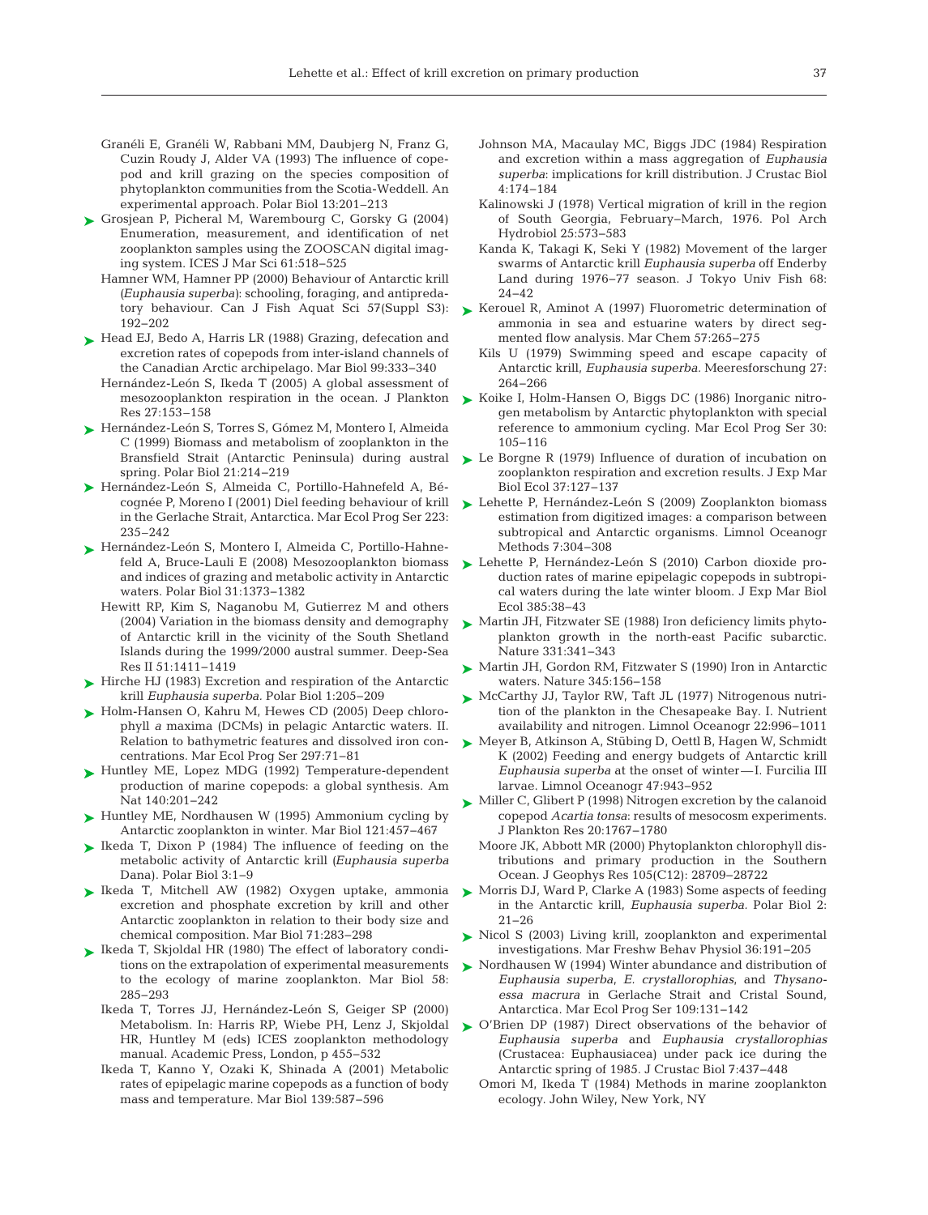Granéli E, Granéli W, Rabbani MM, Daubjerg N, Franz G, Cuzin Roudy J, Alder VA (1993) The influence of copepod and krill grazing on the species composition of phytoplankton communities from the Scotia-Weddell. An experimental approach. Polar Biol 13:201–213

Grosjean P, Picheral M, Warembourg C, Gorsky G (2004) Enumeration, measurement, and identification of net zooplankton samples using the ZOOSCAN digital imaging system. ICES J Mar Sci 61:518–525

Hamner WM, Hamner PP (2000) Behaviour of Antarctic krill (*Euphausia superba*): schooling, foraging, and antipredatory behaviour. Can J Fish Aquat Sci 57(Suppl S3): 192–202

Head EJ, Bedo A, Harris LR (1988) Grazing, defecation and excretion rates of copepods from inter-island channels of the Canadian Arctic archipelago. Mar Biol 99:333–340

Hernández-León S, Ikeda T (2005) A global assessment of mesozooplankton respiration in the ocean. J Plankton Res 27:153–158

Hernández-León S, Torres S, Gómez M, Montero I, Almeida C (1999) Biomass and metabolism of zooplankton in the Bransfield Strait (Antarctic Peninsula) during austral spring. Polar Biol 21:214–219

Hernández-León S, Almeida C, Portillo-Hahnefeld A, Bécognée P, Moreno I (2001) Diel feeding behaviour of krill in the Gerlache Strait, Antarctica. Mar Ecol Prog Ser 223: 235–242

Hernández-León S, Montero I, Almeida C, Portillo-Hahnefeld A, Bruce-Lauli E (2008) Mesozooplankton biomass and indices of grazing and metabolic activity in Antarctic waters. Polar Biol 31:1373–1382

Hewitt RP, Kim S, Naganobu M, Gutierrez M and others (2004) Variation in the biomass density and demography of Antarctic krill in the vicinity of the South Shetland Islands during the 1999/2000 austral summer. Deep-Sea Res II 51:1411–1419

Hirche HJ (1983) Excretion and respiration of the Antarctic krill *Euphausia superba*. Polar Biol 1:205–209

Holm-Hansen O, Kahru M, Hewes CD (2005) Deep chlorophyll *a* maxima (DCMs) in pelagic Antarctic waters. II. Relation to bathymetric features and dissolved iron concentrations. Mar Ecol Prog Ser 297:71–81

Huntley ME, Lopez MDG (1992) Temperature-dependent production of marine copepods: a global synthesis. Am Nat 140:201–242

Huntley ME, Nordhausen W (1995) Ammonium cycling by Antarctic zooplankton in winter. Mar Biol 121:457–467

Ikeda T, Dixon P (1984) The influence of feeding on the metabolic activity of Antarctic krill (*Euphausia superba* Dana). Polar Biol 3:1–9

Ikeda T, Mitchell AW (1982) Oxygen uptake, ammonia excretion and phosphate excretion by krill and other Antarctic zooplankton in relation to their body size and chemical composition. Mar Biol 71:283–298

Ikeda T, Skjoldal HR (1980) The effect of laboratory conditions on the extrapolation of experimental measurements to the ecology of marine zooplankton. Mar Biol 58: 285–293

Ikeda T, Torres JJ, Hernández-León S, Geiger SP (2000) Metabolism. In: Harris RP, Wiebe PH, Lenz J, Skjoldal HR, Huntley M (eds) ICES zooplankton methodology manual. Academic Press, London, p 455–532

Ikeda T, Kanno Y, Ozaki K, Shinada A (2001) Metabolic rates of epipelagic marine copepods as a function of body mass and temperature. Mar Biol 139:587–596

Johnson MA, Macaulay MC, Biggs JDC (1984) Respiration and excretion within a mass aggregation of *Euphausia superba*: implications for krill distribution. J Crustac Biol 4:174–184

Kalinowski J (1978) Vertical migration of krill in the region of South Georgia, February–March, 1976. Pol Arch Hydrobiol 25:573–583

Kanda K, Takagi K, Seki Y (1982) Movement of the larger swarms of Antarctic krill *Euphausia superba* off Enderby Land during 1976–77 season. J Tokyo Univ Fish 68: 24–42

Kerouel R, Aminot A (1997) Fluorometric determination of ammonia in sea and estuarine waters by direct segmented flow analysis. Mar Chem 57:265–275

Kils U (1979) Swimming speed and escape capacity of Antarctic krill, *Euphausia superba.* Meeresforschung 27: 264–266

Koike I, Holm-Hansen O, Biggs DC (1986) Inorganic nitrogen metabolism by Antarctic phytoplankton with special reference to ammonium cycling. Mar Ecol Prog Ser 30: 105–116

Le Borgne R (1979) Influence of duration of incubation on zooplankton respiration and excretion results. J Exp Mar Biol Ecol 37:127–137

Lehette P, Hernández-León S (2009) Zooplankton biomass estimation from digitized images: a comparison between subtropical and Antarctic organisms. Limnol Oceanogr Methods 7:304–308

Lehette P, Hernández-León S (2010) Carbon dioxide production rates of marine epipelagic copepods in subtropical waters during the late winter bloom. J Exp Mar Biol Ecol 385:38–43

Martin JH, Fitzwater SE (1988) Iron deficiency limits phytoplankton growth in the north-east Pacific subarctic. Nature 331:341–343

Martin JH, Gordon RM, Fitzwater S (1990) Iron in Antarctic waters. Nature 345:156–158

McCarthy JJ, Taylor RW, Taft JL (1977) Nitrogenous nutrition of the plankton in the Chesapeake Bay. I. Nutrient availability and nitrogen. Limnol Oceanogr 22:996–1011

Meyer B, Atkinson A, Stübing D, Oettl B, Hagen W, Schmidt K (2002) Feeding and energy budgets of Antarctic krill *Euphausia superba* at the onset of winter—I. Furcilia III larvae. Limnol Oceanogr 47:943–952

Miller C, Glibert P (1998) Nitrogen excretion by the calanoid copepod *Acartia tonsa*: results of mesocosm experiments. J Plankton Res 20:1767–1780

Moore JK, Abbott MR (2000) Phytoplankton chlorophyll distributions and primary production in the Southern Ocean. J Geophys Res 105(C12): 28709–28722

Morris DJ, Ward P, Clarke A (1983) Some aspects of feeding in the Antarctic krill, *Euphausia superba.* Polar Biol 2: 21–26

Nicol S (2003) Living krill, zooplankton and experimental investigations. Mar Freshw Behav Physiol 36:191–205

Nordhausen W (1994) Winter abundance and distribution of *Euphausia superba*, *E. crystallorophias*, and *Thysanoessa macrura* in Gerlache Strait and Cristal Sound, Antarctica. Mar Ecol Prog Ser 109:131–142

O'Brien DP (1987) Direct observations of the behavior of *Euphausia superba* and *Euphausia crystallorophias* (Crustacea: Euphausiacea) under pack ice during the Antarctic spring of 1985. J Crustac Biol 7:437–448

Omori M, Ikeda T (1984) Methods in marine zooplankton ecology. John Wiley, New York, NY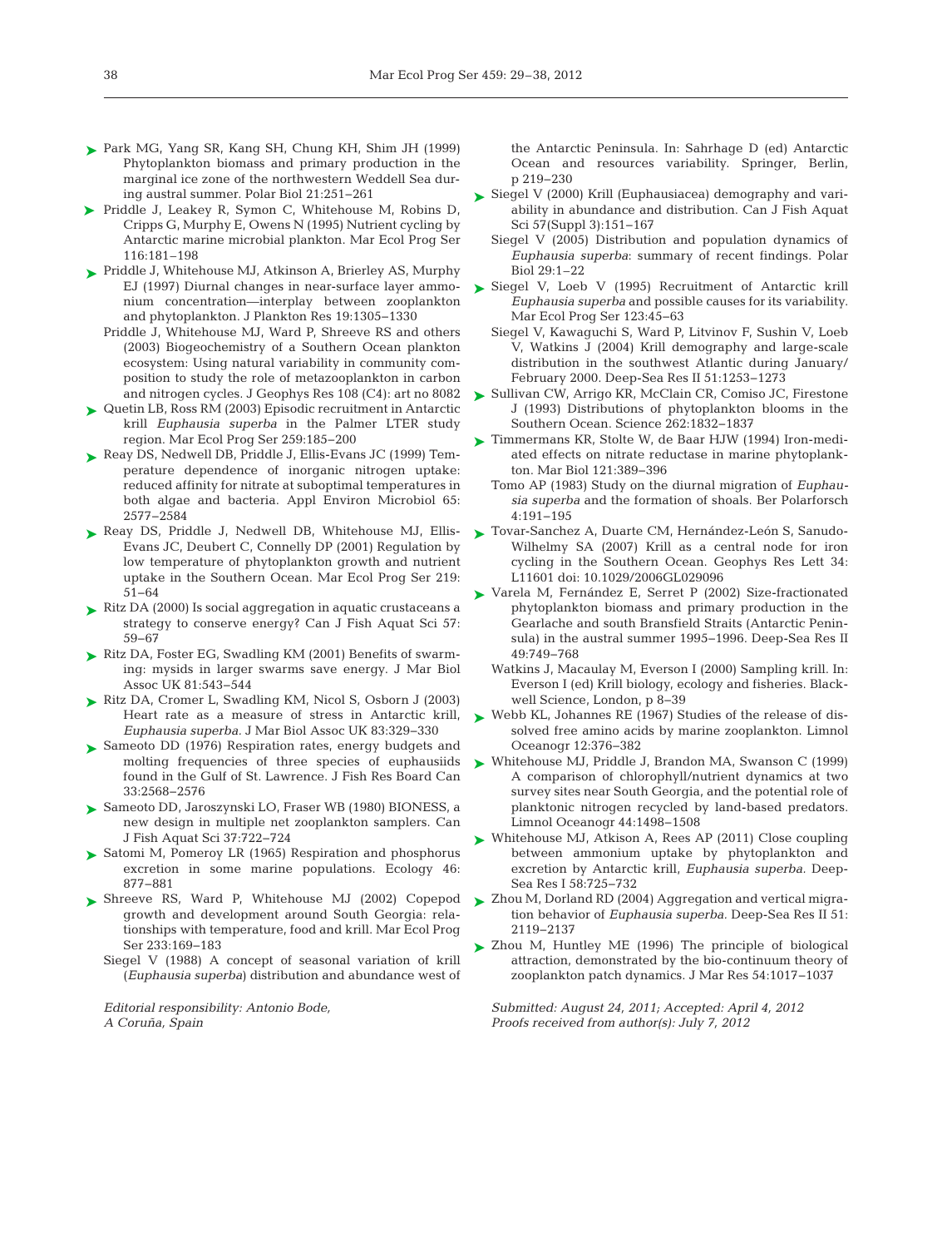- Park MG, Yang SR, Kang SH, Chung KH, Shim JH (1999) Phytoplankton biomass and primary production in the marginal ice zone of the northwestern Weddell Sea during austral summer. Polar Biol 21:251–261
- Priddle J, Leakey R, Symon C, Whitehouse M, Robins D, Cripps G, Murphy E, Owens N (1995) Nutrient cycling by Antarctic marine microbial plankton. Mar Ecol Prog Ser 116:181–198
- Priddle J, Whitehouse MJ, Atkinson A, Brierley AS, Murphy EJ (1997) Diurnal changes in near-surface layer ammonium concentration—interplay between zooplankton and phytoplankton. J Plankton Res 19:1305–1330
- Priddle J, Whitehouse MJ, Ward P, Shreeve RS and others (2003) Biogeochemistry of a Southern Ocean plankton ecosystem: Using natural variability in community composition to study the role of metazooplankton in carbon and nitrogen cycles. J Geophys Res 108 (C4): art no 8082
- Quetin LB, Ross RM (2003) Episodic recruitment in Antarctic krill *Euphausia superba* in the Palmer LTER study region. Mar Ecol Prog Ser 259:185–200
- Reay DS, Nedwell DB, Priddle J, Ellis-Evans JC (1999) Temperature dependence of inorganic nitrogen uptake: reduced affinity for nitrate at suboptimal temperatures in both algae and bacteria. Appl Environ Microbiol 65: 2577–2584
- Reay DS, Priddle J, Nedwell DB, Whitehouse MJ, Ellis-Evans JC, Deubert C, Connelly DP (2001) Regulation by low temperature of phytoplankton growth and nutrient uptake in the Southern Ocean. Mar Ecol Prog Ser 219: 51–64
- Ritz DA (2000) Is social aggregation in aquatic crustaceans a strategy to conserve energy? Can J Fish Aquat Sci 57: 59–67
- Ritz DA, Foster EG, Swadling KM (2001) Benefits of swarming: mysids in larger swarms save energy. J Mar Biol Assoc UK 81:543–544
- Ritz DA, Cromer L, Swadling KM, Nicol S, Osborn J (2003) Heart rate as a measure of stress in Antarctic krill, *Euphausia superba*. J Mar Biol Assoc UK 83:329–330
- Sameoto DD (1976) Respiration rates, energy budgets and molting frequencies of three species of euphausiids found in the Gulf of St. Lawrence. J Fish Res Board Can 33:2568–2576
- Sameoto DD, Jaroszynski LO, Fraser WB (1980) BIONESS, a new design in multiple net zooplankton samplers. Can J Fish Aquat Sci 37:722–724
- Satomi M, Pomeroy LR (1965) Respiration and phosphorus excretion in some marine populations. Ecology 46: 877–881
- Shreeve RS, Ward P, Whitehouse MJ (2002) Copepod growth and development around South Georgia: relationships with temperature, food and krill. Mar Ecol Prog Ser 233:169–183
- Siegel V (1988) A concept of seasonal variation of krill (*Euphausia superba*) distribution and abundance west of the Antarctic Peninsula. In: Sahrhage D (ed) Antarctic Ocean and resources variability. Springer, Berlin, p 219–230
- Siegel V (2000) Krill (Euphausiacea) demography and variability in abundance and distribution. Can J Fish Aquat Sci 57(Suppl 3):151–167
- Siegel V (2005) Distribution and population dynamics of *Euphausia superba*: summary of recent findings. Polar Biol 29:1–22
- Siegel V, Loeb V (1995) Recruitment of Antarctic krill *Euphausia superba* and possible causes for its variability. Mar Ecol Prog Ser 123:45–63
- Siegel V, Kawaguchi S, Ward P, Litvinov F, Sushin V, Loeb V, Watkins J (2004) Krill demography and large-scale distribution in the southwest Atlantic during January/February 2000. Deep-Sea Res II 51:1253–1273
- Sullivan CW, Arrigo KR, McClain CR, Comiso JC, Firestone J (1993) Distributions of phytoplankton blooms in the Southern Ocean. Science 262:1832–1837
- Timmermans KR, Stolte W, de Baar HJW (1994) Iron-mediated effects on nitrate reductase in marine phytoplankton. Mar Biol 121:389–396
- Tomo AP (1983) Study on the diurnal migration of *Euphausia superba* and the formation of shoals. Ber Polarforsch 4:191–195
- Tovar-Sanchez A, Duarte CM, Hernández-León S, Sanudo-Wilhelmy SA (2007) Krill as a central node for iron cycling in the Southern Ocean. Geophys Res Lett 34: L11601 doi: 10.1029/2006GL029096
- Varela M, Fernández E, Serret P (2002) Size-fractionated phytoplankton biomass and primary production in the Gearlache and south Bransfield Straits (Antarctic Peninsula) in the austral summer 1995–1996. Deep-Sea Res II 49:749–768
- Watkins J, Macaulay M, Everson I (2000) Sampling krill. In: Everson I (ed) Krill biology, ecology and fisheries. Blackwell Science, London, p 8–39
- Webb KL, Johannes RE (1967) Studies of the release of dissolved free amino acids by marine zooplankton. Limnol Oceanogr 12:376–382
- Whitehouse MJ, Priddle J, Brandon MA, Swanson C (1999) A comparison of chlorophyll/nutrient dynamics at two survey sites near South Georgia, and the potential role of planktonic nitrogen recycled by land-based predators. Limnol Oceanogr 44:1498–1508
- Whitehouse MJ, Atkison A, Rees AP (2011) Close coupling between ammonium uptake by phytoplankton and excretion by Antarctic krill, *Euphausia superba*. Deep-Sea Res I 58:725–732
- Zhou M, Dorland RD (2004) Aggregation and vertical migration behavior of *Euphausia superba*. Deep-Sea Res II 51: 2119–2137
- Zhou M, Huntley ME (1996) The principle of biological attraction, demonstrated by the bio-continuum theory of zooplankton patch dynamics. J Mar Res 54:1017–1037

*Editorial responsibility: Antonio Bode, A Coruña, Spain*

*Submitted: August 24, 2011; Accepted: April 4, 2012*
*Proofs received from author(s): July 7, 2012*